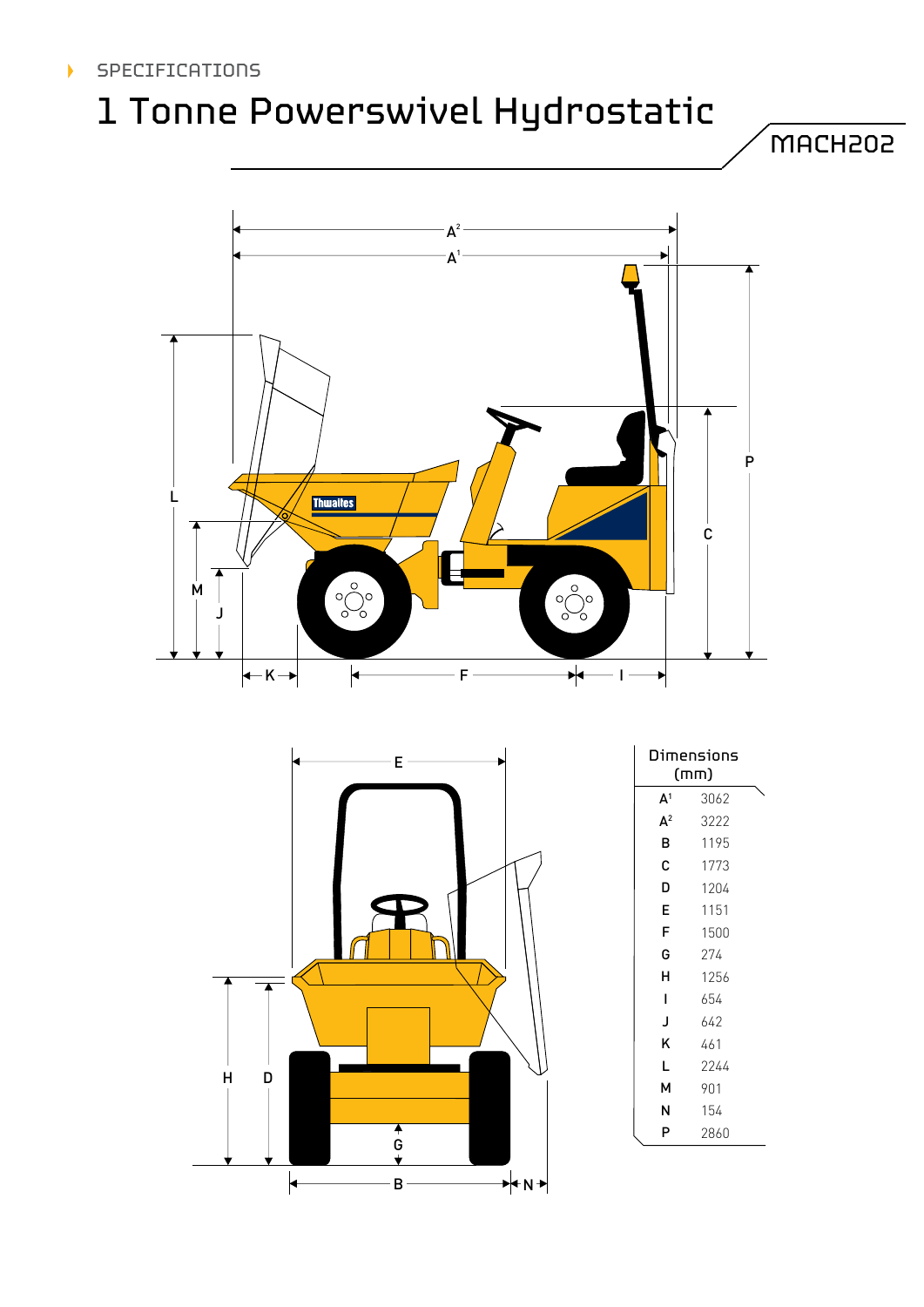SPECIFICATIONS

# 1 Tonne Powerswivel Hydrostatic

MACH202

| Dimensions (mm) | |
|---|---|
| $A^1$ | 3062 |
| $A^2$ | 3222 |
| B | 1195 |
| C | 1773 |
| D | 1204 |
| E | 1151 |
| F | 1500 |
| G | 274 |
| H | 1256 |
| I | 654 |
| J | 642 |
| K | 461 |
| L | 2244 |
| M | 901 |
| N | 154 |
| P | 2860 |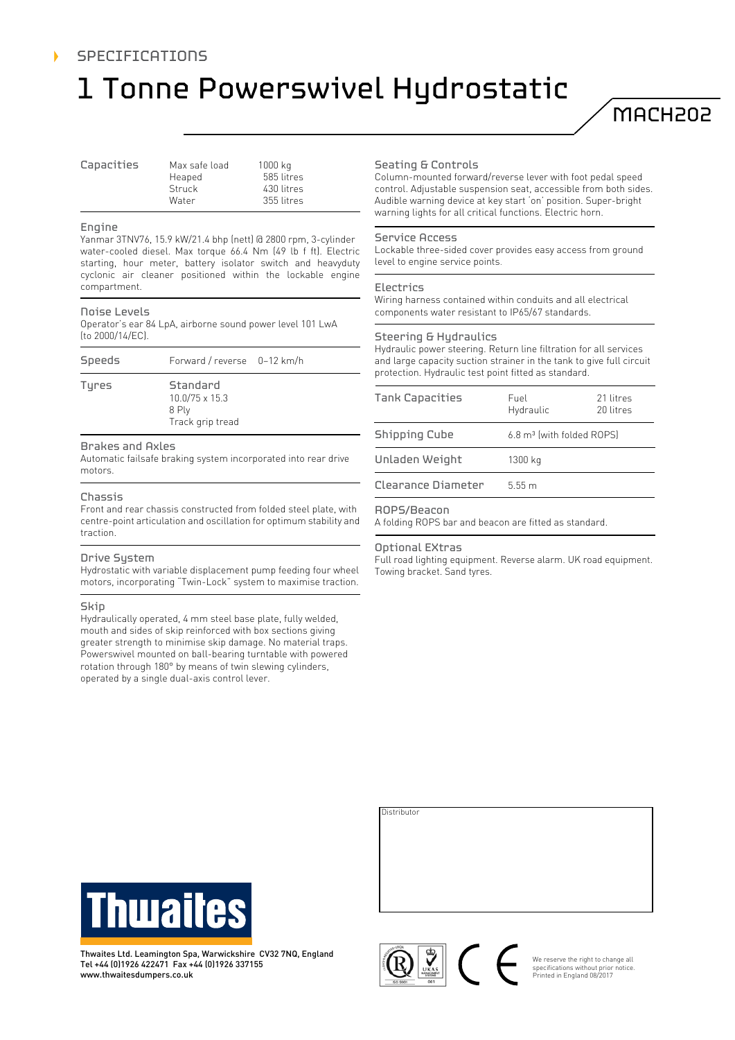SPECIFICATIONS

# 1 Tonne Powerswivel Hydrostatic

MACH202

## Capacities

| | | |
|---|---|---|
| Max safe load | 1000 kg |
| Heaped | 585 litres |
| Struck | 430 litres |
| Water | 355 litres |

## Engine

Yanmar 3TNV76, 15.9 kW/21.4 bhp (nett) @ 2800 rpm, 3-cylinder water-cooled diesel. Max torque 66.4 Nm (49 lb f ft). Electric starting, hour meter, battery isolator switch and heavyduty cyclonic air cleaner positioned within the lockable engine compartment.

## Noise Levels

Operator's ear 84 LpA, airborne sound power level 101 LwA (to 2000/14/EC).

## Speeds

Forward / reverse 0–12 km/h

## Tyres

Standard
10.0/75 x 15.3
8 Ply
Track grip tread

## Brakes and Axles

Automatic failsafe braking system incorporated into rear drive motors.

## Chassis

Front and rear chassis constructed from folded steel plate, with centre-point articulation and oscillation for optimum stability and traction.

## Drive System

Hydrostatic with variable displacement pump feeding four wheel motors, incorporating "Twin-Lock" system to maximise traction.

## Skip

Hydraulically operated, 4 mm steel base plate, fully welded, mouth and sides of skip reinforced with box sections giving greater strength to minimise skip damage. No material traps. Powerswivel mounted on ball-bearing turntable with powered rotation through 180° by means of twin slewing cylinders, operated by a single dual-axis control lever.

## Seating & Controls

Column-mounted forward/reverse lever with foot pedal speed control. Adjustable suspension seat, accessible from both sides. Audible warning device at key start 'on' position. Super-bright warning lights for all critical functions. Electric horn.

## Service Access

Lockable three-sided cover provides easy access from ground level to engine service points.

## Electrics

Wiring harness contained within conduits and all electrical components water resistant to IP65/67 standards.

## Steering & Hydraulics

Hydraulic power steering. Return line filtration for all services and large capacity suction strainer in the tank to give full circuit protection. Hydraulic test point fitted as standard.

## Tank Capacities

| | |
|---|---|
| Fuel | 21 litres |
| Hydraulic | 20 litres |

## Shipping Cube

6.8 m³ (with folded ROPS)

## Unladen Weight

1300 kg

## Clearance Diameter

5.55 m

## ROPS/Beacon

A folding ROPS bar and beacon are fitted as standard.

## Optional EXtras

Full road lighting equipment. Reverse alarm. UK road equipment. Towing bracket. Sand tyres.

Distributor

Thwaites

Thwaites Ltd. Leamington Spa, Warwickshire CV32 7NQ, England
Tel +44 (0)1926 422471 Fax +44 (0)1926 337155
www.thwaitesdumpers.co.uk

We reserve the right to change all specifications without prior notice. Printed in England 08/2017